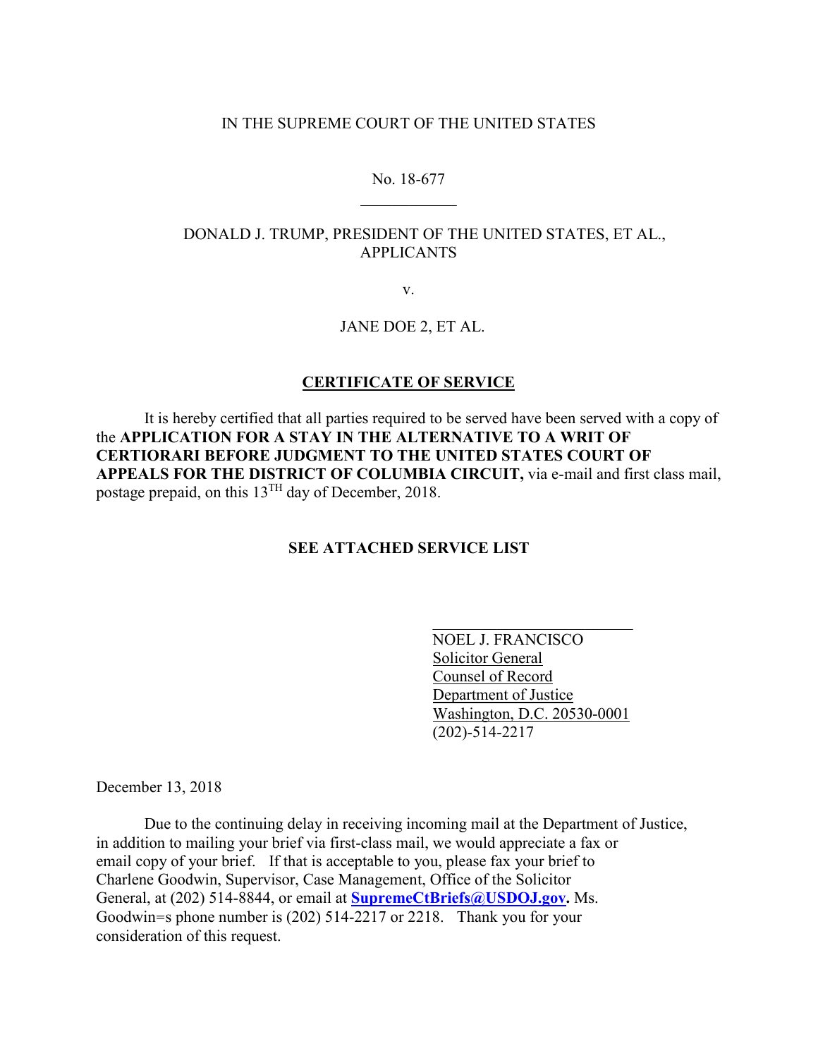IN THE SUPREME COURT OF THE UNITED STATES

No. 18-677

---

DONALD J. TRUMP, PRESIDENT OF THE UNITED STATES, ET AL., APPLICANTS

v.

JANE DOE 2, ET AL.

## CERTIFICATE OF SERVICE

It is hereby certified that all parties required to be served have been served with a copy of the **APPLICATION FOR A STAY IN THE ALTERNATIVE TO A WRIT OF CERTIORARI BEFORE JUDGMENT TO THE UNITED STATES COURT OF APPEALS FOR THE DISTRICT OF COLUMBIA CIRCUIT,** via e-mail and first class mail, postage prepaid, on this 13[TH] day of December, 2018.

**SEE ATTACHED SERVICE LIST**

NOEL J. FRANCISCO
Solicitor General
Counsel of Record
Department of Justice
Washington, D.C. 20530-0001
(202)-514-2217

December 13, 2018

Due to the continuing delay in receiving incoming mail at the Department of Justice, in addition to mailing your brief via first-class mail, we would appreciate a fax or email copy of your brief. If that is acceptable to you, please fax your brief to Charlene Goodwin, Supervisor, Case Management, Office of the Solicitor General, at (202) 514-8844, or email at **SupremeCtBriefs@USDOJ.gov.** Ms. Goodwin=s phone number is (202) 514-2217 or 2218. Thank you for your consideration of this request.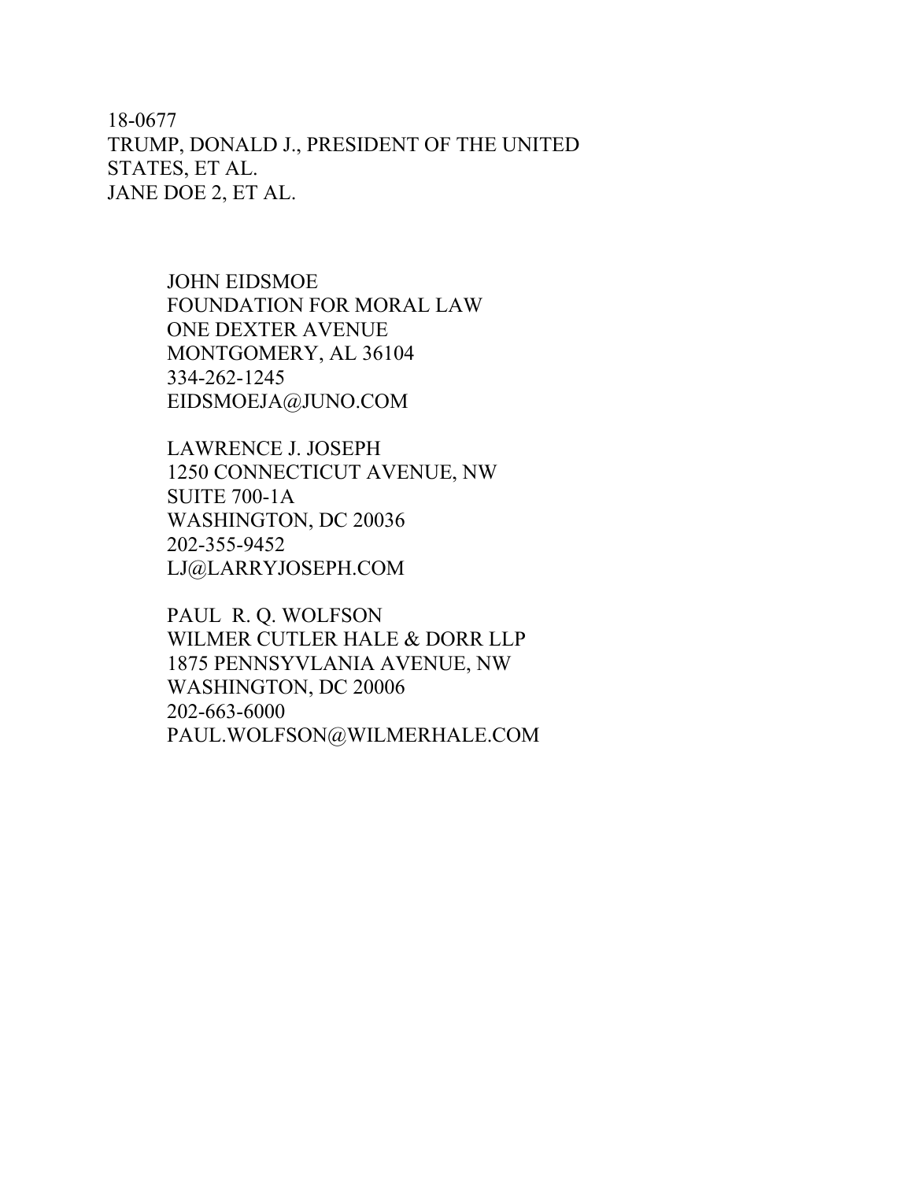18-0677
TRUMP, DONALD J., PRESIDENT OF THE UNITED STATES, ET AL.
JANE DOE 2, ET AL.

JOHN EIDSMOE
FOUNDATION FOR MORAL LAW
ONE DEXTER AVENUE
MONTGOMERY, AL 36104
334-262-1245
EIDSMOEJA@JUNO.COM

LAWRENCE J. JOSEPH
1250 CONNECTICUT AVENUE, NW
SUITE 700-1A
WASHINGTON, DC 20036
202-355-9452
LJ@LARRYJOSEPH.COM

PAUL R. Q. WOLFSON
WILMER CUTLER HALE & DORR LLP
1875 PENNSYVLANIA AVENUE, NW
WASHINGTON, DC 20006
202-663-6000
PAUL.WOLFSON@WILMERHALE.COM